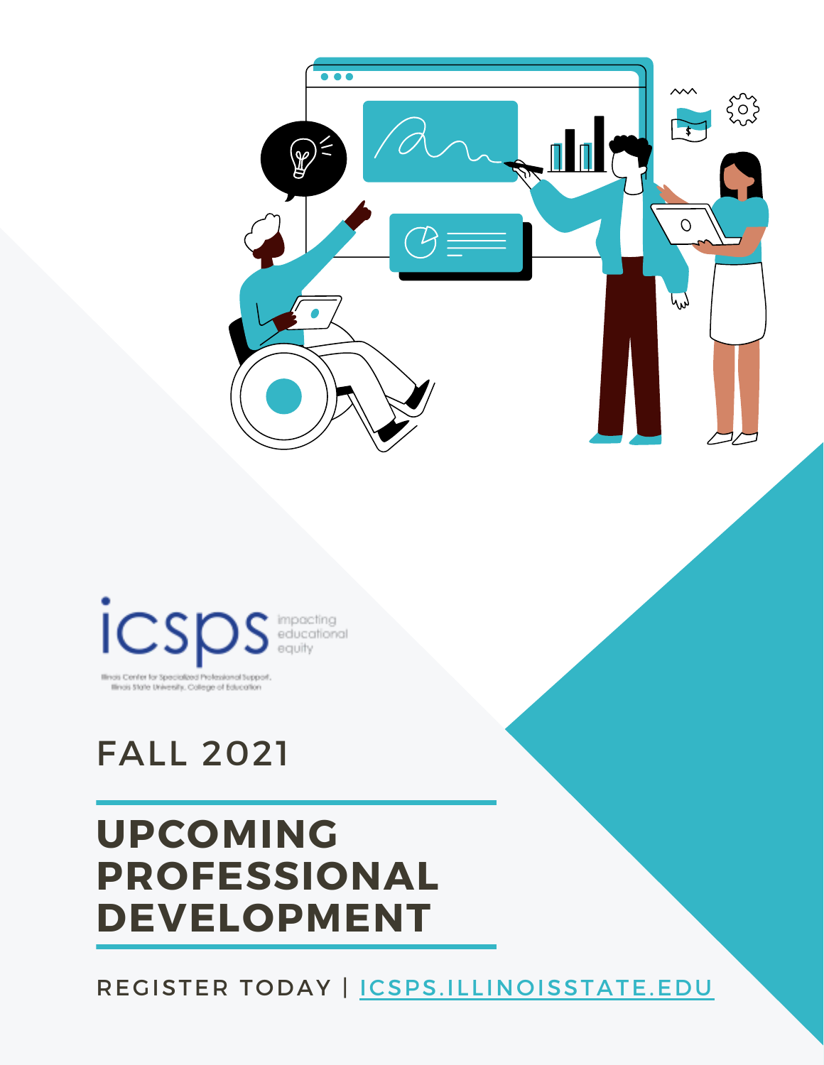icsps impacting educational equity

Illinois Center for Specialized Professional Support, Illinois State University, College of Education

FALL 2021

# UPCOMING PROFESSIONAL DEVELOPMENT

REGISTER TODAY | [ICSPS.ILLINOISSTATE.EDU](https://icsps.illinoisstate.edu)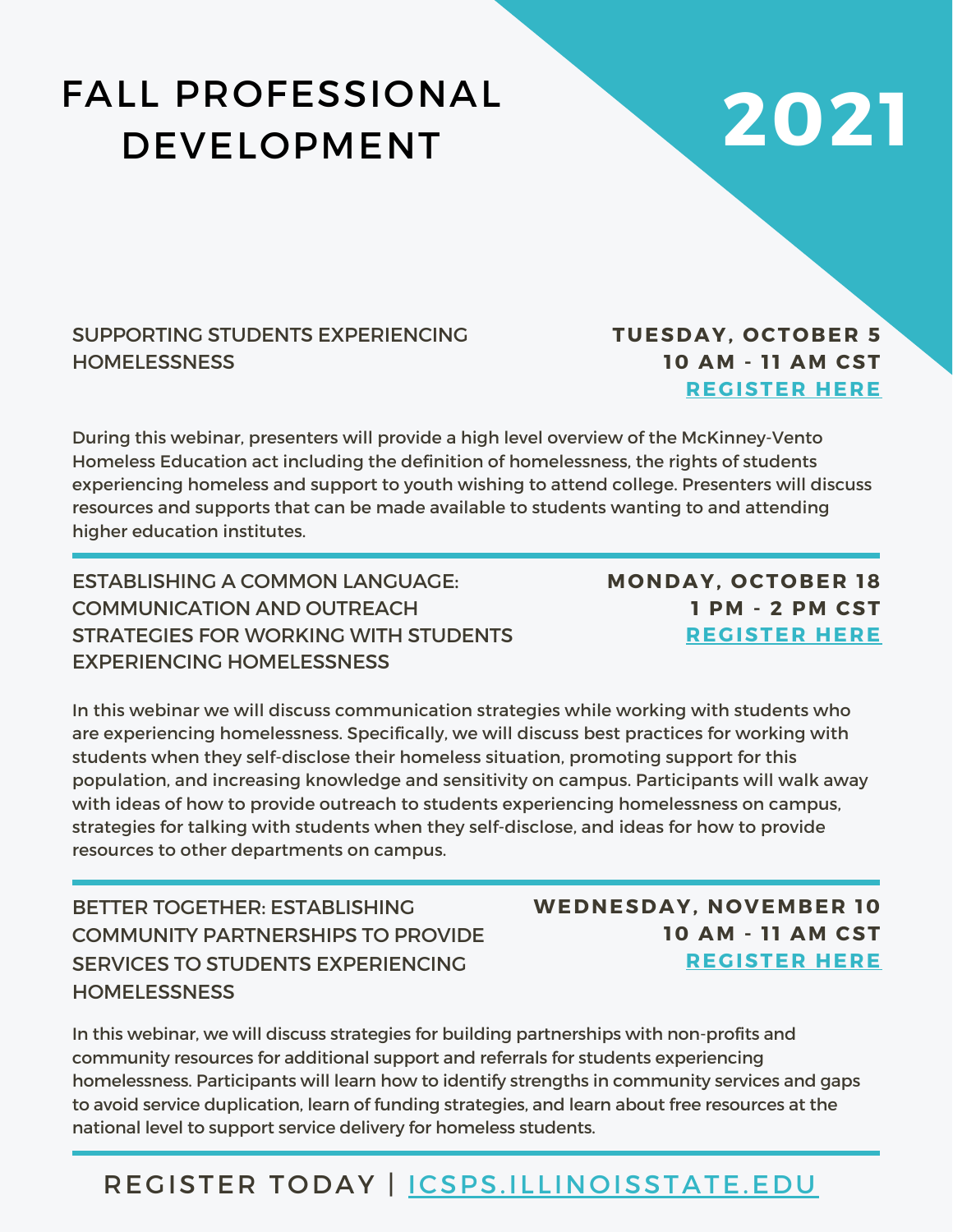# FALL PROFESSIONAL DEVELOPMENT 2021

## SUPPORTING STUDENTS EXPERIENCING HOMELESSNESS

**TUESDAY, OCTOBER 5**
**10 AM - 11 AM CST**
**REGISTER HERE**

During this webinar, presenters will provide a high level overview of the McKinney-Vento Homeless Education act including the definition of homelessness, the rights of students experiencing homeless and support to youth wishing to attend college. Presenters will discuss resources and supports that can be made available to students wanting to and attending higher education institutes.

## ESTABLISHING A COMMON LANGUAGE: COMMUNICATION AND OUTREACH STRATEGIES FOR WORKING WITH STUDENTS EXPERIENCING HOMELESSNESS

**MONDAY, OCTOBER 18**
**1 PM - 2 PM CST**
**REGISTER HERE**

In this webinar we will discuss communication strategies while working with students who are experiencing homelessness. Specifically, we will discuss best practices for working with students when they self-disclose their homeless situation, promoting support for this population, and increasing knowledge and sensitivity on campus. Participants will walk away with ideas of how to provide outreach to students experiencing homelessness on campus, strategies for talking with students when they self-disclose, and ideas for how to provide resources to other departments on campus.

## BETTER TOGETHER: ESTABLISHING COMMUNITY PARTNERSHIPS TO PROVIDE SERVICES TO STUDENTS EXPERIENCING HOMELESSNESS

**WEDNESDAY, NOVEMBER 10**
**10 AM - 11 AM CST**
**REGISTER HERE**

In this webinar, we will discuss strategies for building partnerships with non-profits and community resources for additional support and referrals for students experiencing homelessness. Participants will learn how to identify strengths in community services and gaps to avoid service duplication, learn of funding strategies, and learn about free resources at the national level to support service delivery for homeless students.

REGISTER TODAY | ICSPS.ILLINOISSTATE.EDU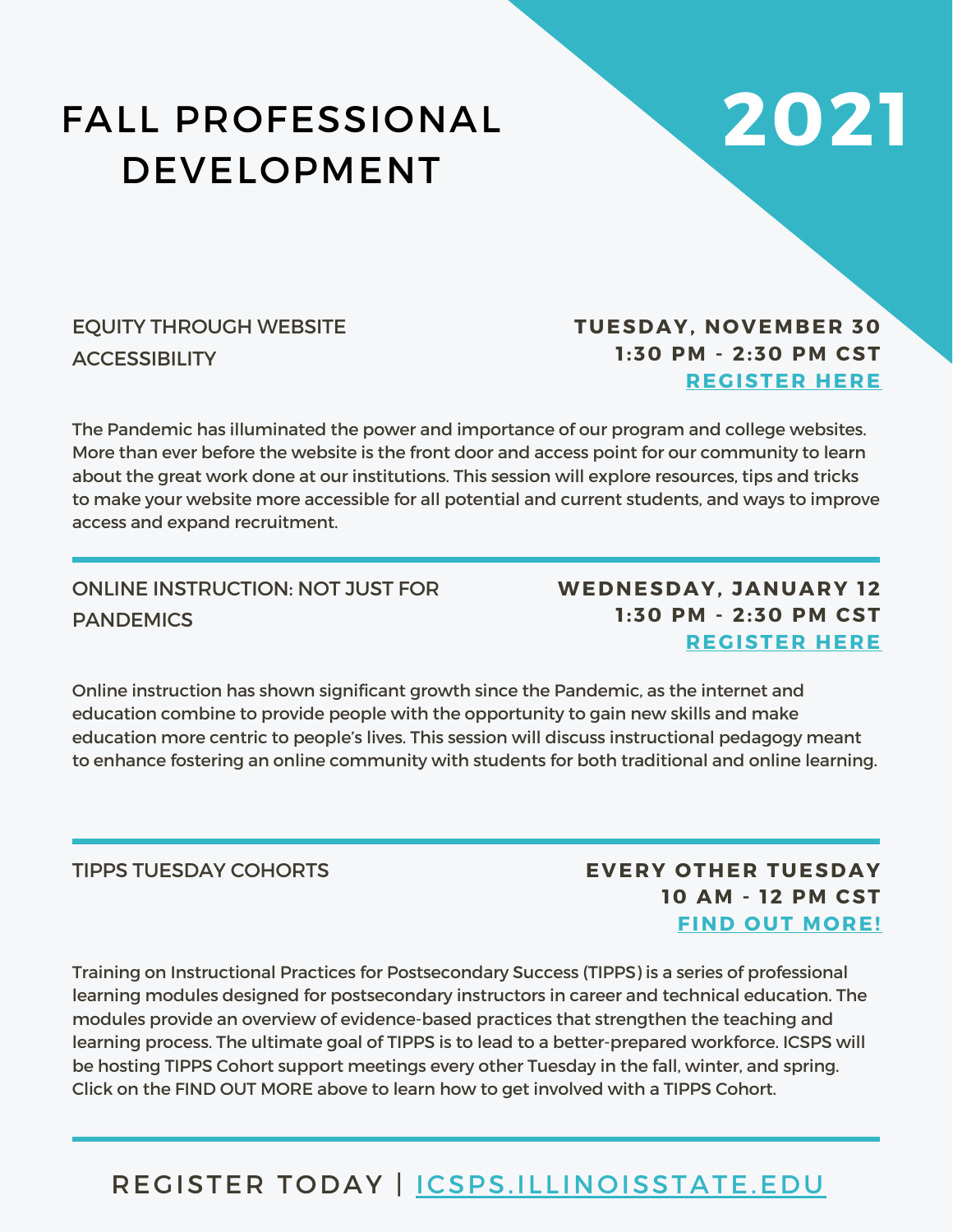# FALL PROFESSIONAL DEVELOPMENT

# 2021

## EQUITY THROUGH WEBSITE ACCESSIBILITY

**TUESDAY, NOVEMBER 30**
**1:30 PM - 2:30 PM CST**
**REGISTER HERE**

The Pandemic has illuminated the power and importance of our program and college websites. More than ever before the website is the front door and access point for our community to learn about the great work done at our institutions. This session will explore resources, tips and tricks to make your website more accessible for all potential and current students, and ways to improve access and expand recruitment.

## ONLINE INSTRUCTION: NOT JUST FOR PANDEMICS

**WEDNESDAY, JANUARY 12**
**1:30 PM - 2:30 PM CST**
**REGISTER HERE**

Online instruction has shown significant growth since the Pandemic, as the internet and education combine to provide people with the opportunity to gain new skills and make education more centric to people's lives. This session will discuss instructional pedagogy meant to enhance fostering an online community with students for both traditional and online learning.

## TIPPS TUESDAY COHORTS

**EVERY OTHER TUESDAY**
**10 AM - 12 PM CST**
**FIND OUT MORE!**

Training on Instructional Practices for Postsecondary Success (TIPPS) is a series of professional learning modules designed for postsecondary instructors in career and technical education. The modules provide an overview of evidence-based practices that strengthen the teaching and learning process. The ultimate goal of TIPPS is to lead to a better-prepared workforce. ICSPS will be hosting TIPPS Cohort support meetings every other Tuesday in the fall, winter, and spring. Click on the FIND OUT MORE above to learn how to get involved with a TIPPS Cohort.

REGISTER TODAY | ICSPS.ILLINOISSTATE.EDU